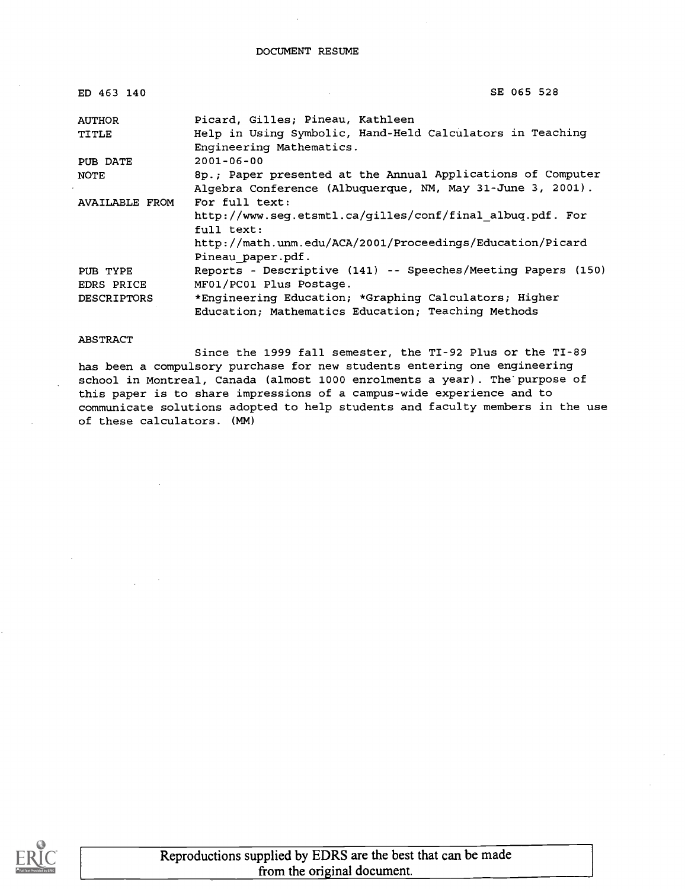DOCUMENT RESUME

| | |
|---|---|
| ED 463 140 | SE 065 528 |
| AUTHOR | Picard, Gilles; Pineau, Kathleen |
| TITLE | Help in Using Symbolic, Hand-Held Calculators in Teaching Engineering Mathematics. |
| PUB DATE | 2001-06-00 |
| NOTE | 8p.; Paper presented at the Annual Applications of Computer Algebra Conference (Albuquerque, NM, May 31-June 3, 2001). |
| AVAILABLE FROM | For full text: http://www.seg.etsmtl.ca/gilles/conf/final_albuq.pdf. For full text: http://math.unm.edu/ACA/2001/Proceedings/Education/Picard Pineau_paper.pdf. |
| PUB TYPE | Reports - Descriptive (141) -- Speeches/Meeting Papers (150) |
| EDRS PRICE | MF01/PC01 Plus Postage. |
| DESCRIPTORS | *Engineering Education; *Graphing Calculators; Higher Education; Mathematics Education; Teaching Methods |

ABSTRACT

Since the 1999 fall semester, the TI-92 Plus or the TI-89 has been a compulsory purchase for new students entering one engineering school in Montreal, Canada (almost 1000 enrolments a year). The purpose of this paper is to share impressions of a campus-wide experience and to communicate solutions adopted to help students and faculty members in the use of these calculators. (MM)

Reproductions supplied by EDRS are the best that can be made from the original document.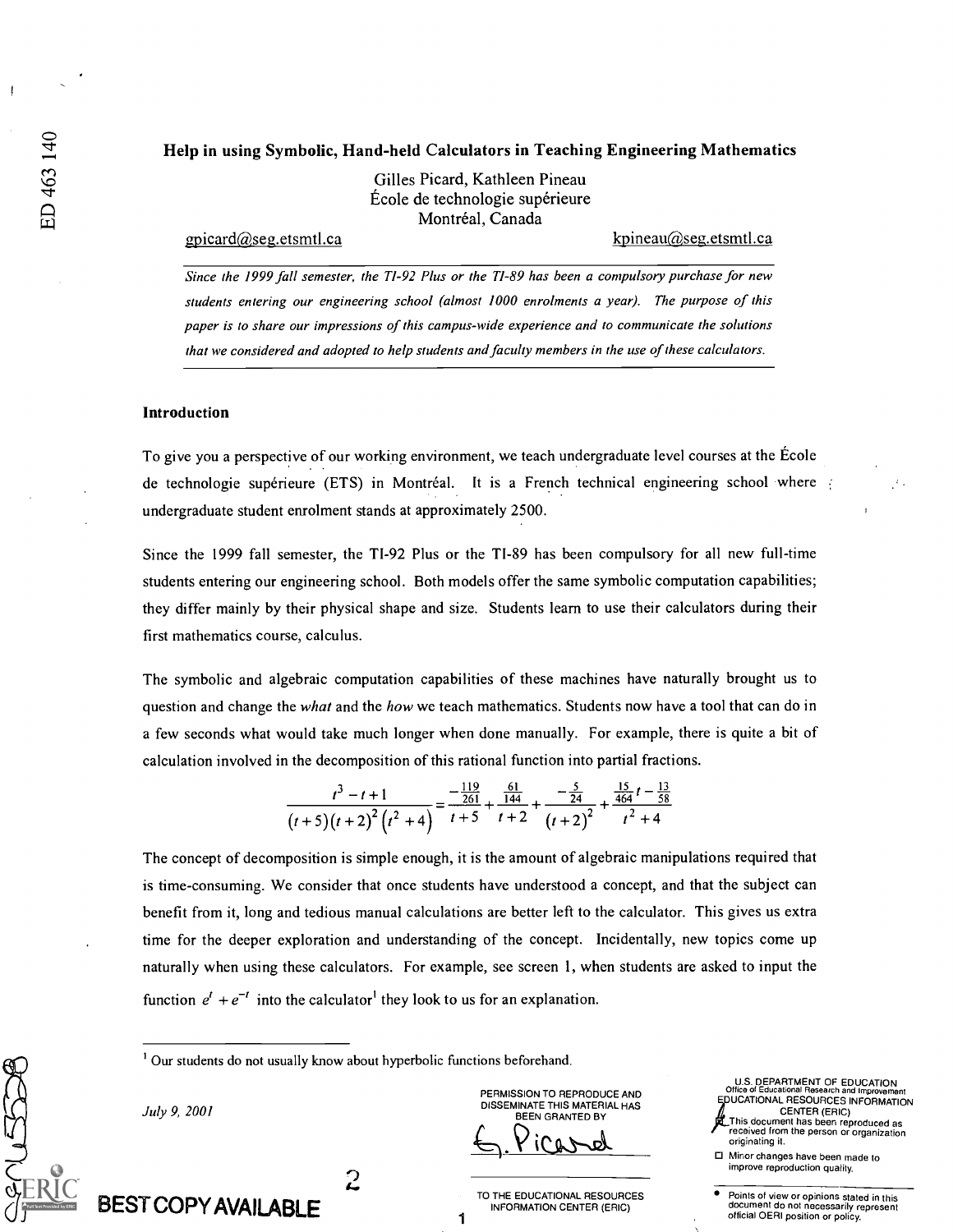# Help in using Symbolic, Hand-held Calculators in Teaching Engineering Mathematics

Gilles Picard, Kathleen Pineau
École de technologie supérieure
Montréal, Canada

gpicard@seg.etsmtl.ca kpineau@seg.etsmtl.ca

*Since the 1999 fall semester, the TI-92 Plus or the TI-89 has been a compulsory purchase for new students entering our engineering school (almost 1000 enrolments a year). The purpose of this paper is to share our impressions of this campus-wide experience and to communicate the solutions that we considered and adopted to help students and faculty members in the use of these calculators.*

## Introduction

To give you a perspective of our working environment, we teach undergraduate level courses at the École de technologie supérieure (ETS) in Montréal. It is a French technical engineering school where undergraduate student enrolment stands at approximately 2500.

Since the 1999 fall semester, the TI-92 Plus or the TI-89 has been compulsory for all new full-time students entering our engineering school. Both models offer the same symbolic computation capabilities; they differ mainly by their physical shape and size. Students learn to use their calculators during their first mathematics course, calculus.

The symbolic and algebraic computation capabilities of these machines have naturally brought us to question and change the *what* and the *how* we teach mathematics. Students now have a tool that can do in a few seconds what would take much longer when done manually. For example, there is quite a bit of calculation involved in the decomposition of this rational function into partial fractions.

$$\frac{t^3 - t + 1}{(t+5)(t+2)^2(t^2+4)} = \frac{-\frac{119}{261}}{t+5} + \frac{\frac{61}{144}}{t+2} + \frac{-\frac{5}{24}}{(t+2)^2} + \frac{\frac{15}{464}t - \frac{13}{58}}{t^2+4}$$

The concept of decomposition is simple enough, it is the amount of algebraic manipulations required that is time-consuming. We consider that once students have understood a concept, and that the subject can benefit from it, long and tedious manual calculations are better left to the calculator. This gives us extra time for the deeper exploration and understanding of the concept. Incidentally, new topics come up naturally when using these calculators. For example, see screen 1, when students are asked to input the function $e^t + e^{-t}$ into the calculator[1] they look to us for an explanation.

[1] Our students do not usually know about hyperbolic functions beforehand.

*July 9, 2001*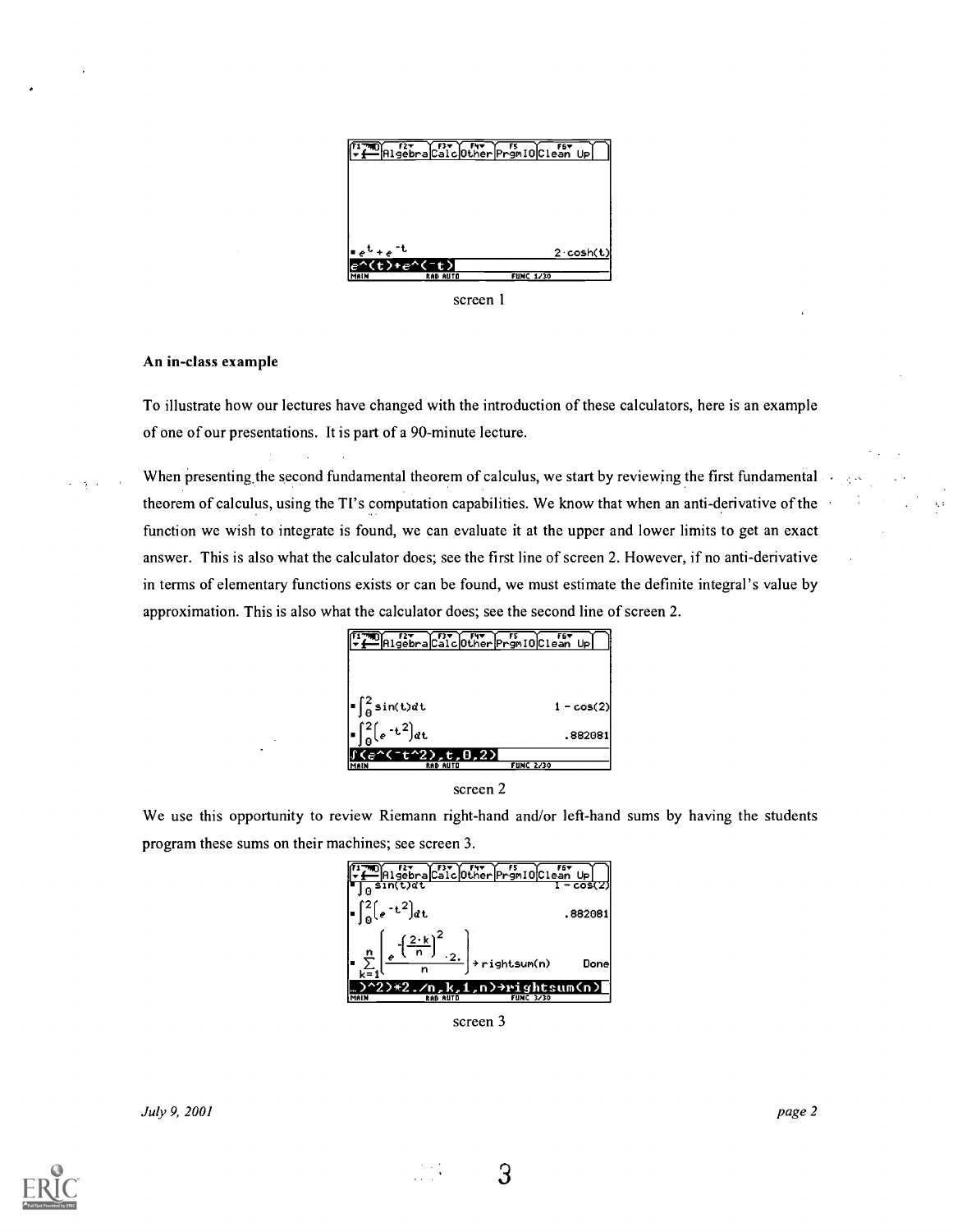screen 1

### An in-class example

To illustrate how our lectures have changed with the introduction of these calculators, here is an example of one of our presentations. It is part of a 90-minute lecture.

When presenting the second fundamental theorem of calculus, we start by reviewing the first fundamental theorem of calculus, using the TI's computation capabilities. We know that when an anti-derivative of the function we wish to integrate is found, we can evaluate it at the upper and lower limits to get an exact answer. This is also what the calculator does; see the first line of screen 2. However, if no anti-derivative in terms of elementary functions exists or can be found, we must estimate the definite integral's value by approximation. This is also what the calculator does; see the second line of screen 2.

screen 2

We use this opportunity to review Riemann right-hand and/or left-hand sums by having the students program these sums on their machines; see screen 3.

screen 3

*July 9, 2001*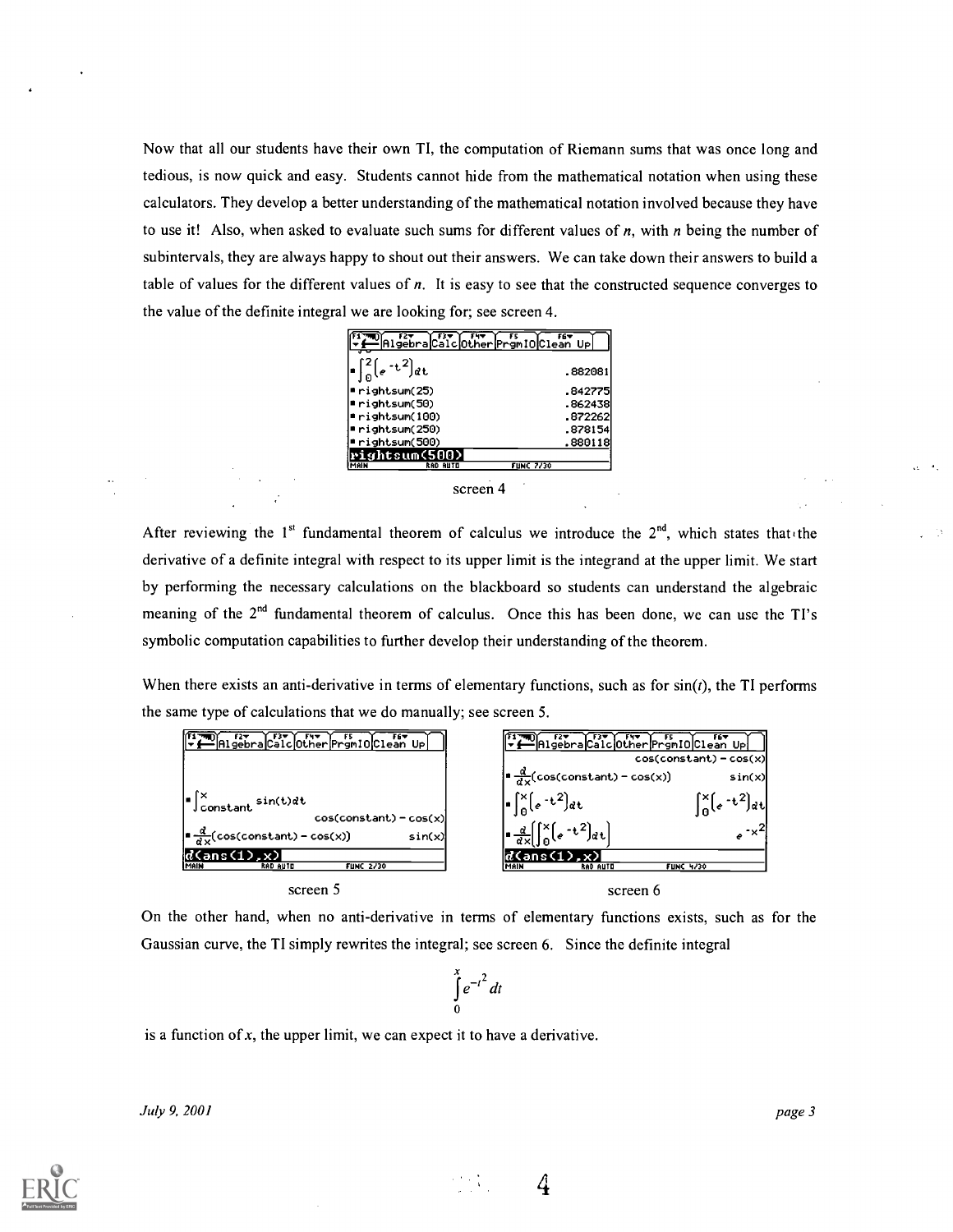Now that all our students have their own TI, the computation of Riemann sums that was once long and tedious, is now quick and easy. Students cannot hide from the mathematical notation when using these calculators. They develop a better understanding of the mathematical notation involved because they have to use it! Also, when asked to evaluate such sums for different values of $n$, with $n$ being the number of subintervals, they are always happy to shout out their answers. We can take down their answers to build a table of values for the different values of $n$. It is easy to see that the constructed sequence converges to the value of the definite integral we are looking for; see screen 4.

F1 F2 Algebra F3 Calc F4 Other F5 PrgmIO F6 Clean Up

$\int_0^2 \left(e^{-t^2}\right)dt$ .882081
rightsum(25) .842775
rightsum(50) .862438
rightsum(100) .872262
rightsum(250) .878154
rightsum(500) .880118
rightsum(500)
MAIN RAD AUTO FUNC 7/30

screen 4

After reviewing the 1[st] fundamental theorem of calculus we introduce the 2[nd], which states that the derivative of a definite integral with respect to its upper limit is the integrand at the upper limit. We start by performing the necessary calculations on the blackboard so students can understand the algebraic meaning of the 2[nd] fundamental theorem of calculus. Once this has been done, we can use the TI's symbolic computation capabilities to further develop their understanding of the theorem.

When there exists an anti-derivative in terms of elementary functions, such as for $\sin(t)$, the TI performs the same type of calculations that we do manually; see screen 5.

F1 F2 Algebra F3 Calc F4 Other F5 PrgmIO F6 Clean Up

$\int_{constant}^{x} \sin(t)dt$
cos(constant) − cos(x)
$\frac{d}{dx}$(cos(constant) − cos(x)) sin(x)
d(ans(1),x)
MAIN RAD AUTO FUNC 2/30

screen 5

F1 F2 Algebra F3 Calc F4 Other F5 PrgmIO F6 Clean Up

cos(constant) − cos(x)
$\frac{d}{dx}$(cos(constant) − cos(x)) sin(x)
$\int_0^x \left(e^{-t^2}\right)dt$ $\int_0^x \left(e^{-t^2}\right)dt$
$\frac{d}{dx}\left(\int_0^x \left(e^{-t^2}\right)dt\right)$ $e^{-x^2}$
d(ans(1),x)
MAIN RAD AUTO FUNC 4/30

screen 6

On the other hand, when no anti-derivative in terms of elementary functions exists, such as for the Gaussian curve, the TI simply rewrites the integral; see screen 6. Since the definite integral

$$\int_0^x e^{-t^2}\,dt$$

is a function of $x$, the upper limit, we can expect it to have a derivative.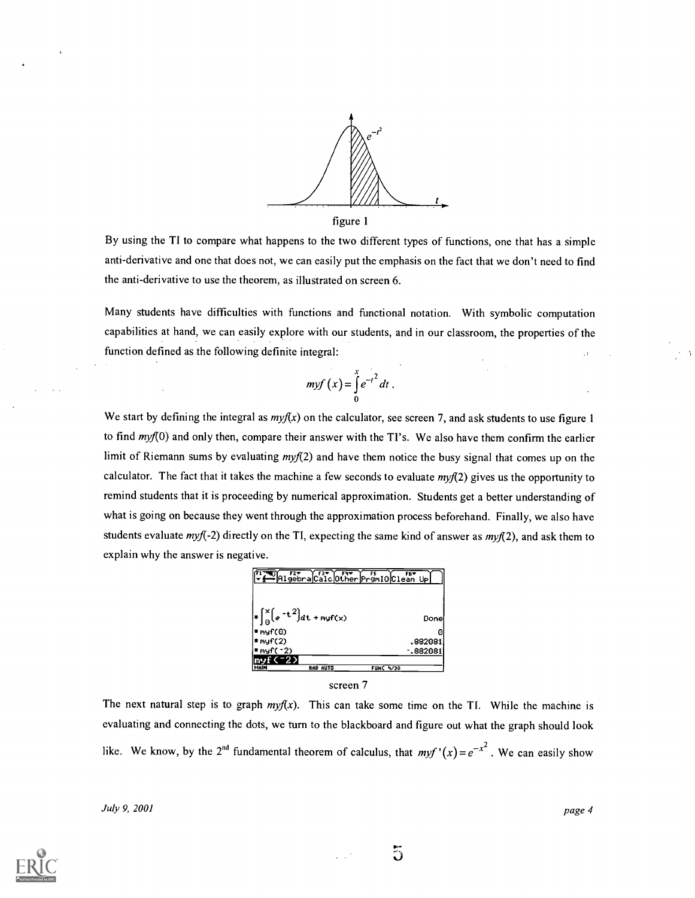$e^{-t^2}$

$t$

figure 1

By using the TI to compare what happens to the two different types of functions, one that has a simple anti-derivative and one that does not, we can easily put the emphasis on the fact that we don't need to find the anti-derivative to use the theorem, as illustrated on screen 6.

Many students have difficulties with functions and functional notation. With symbolic computation capabilities at hand, we can easily explore with our students, and in our classroom, the properties of the function defined as the following definite integral:

$$myf(x) = \int_0^x e^{-t^2} dt .$$

We start by defining the integral as *myf*(*x*) on the calculator, see screen 7, and ask students to use figure 1 to find *myf*(0) and only then, compare their answer with the TI's. We also have them confirm the earlier limit of Riemann sums by evaluating *myf*(2) and have them notice the busy signal that comes up on the calculator. The fact that it takes the machine a few seconds to evaluate *myf*(2) gives us the opportunity to remind students that it is proceeding by numerical approximation. Students get a better understanding of what is going on because they went through the approximation process beforehand. Finally, we also have students evaluate *myf*(-2) directly on the TI, expecting the same kind of answer as *myf*(2), and ask them to explain why the answer is negative.

| | |
|---|---|
| $\int_0^x (e^{-t^2}) dt \rightarrow myf(x)$ | Done |
| myf(0) | 0 |
| myf(2) | .882081 |
| myf(-2) | -.882081 |

screen 7

The next natural step is to graph *myf*(*x*). This can take some time on the TI. While the machine is evaluating and connecting the dots, we turn to the blackboard and figure out what the graph should look like. We know, by the 2nd fundamental theorem of calculus, that $myf'(x) = e^{-x^2}$. We can easily show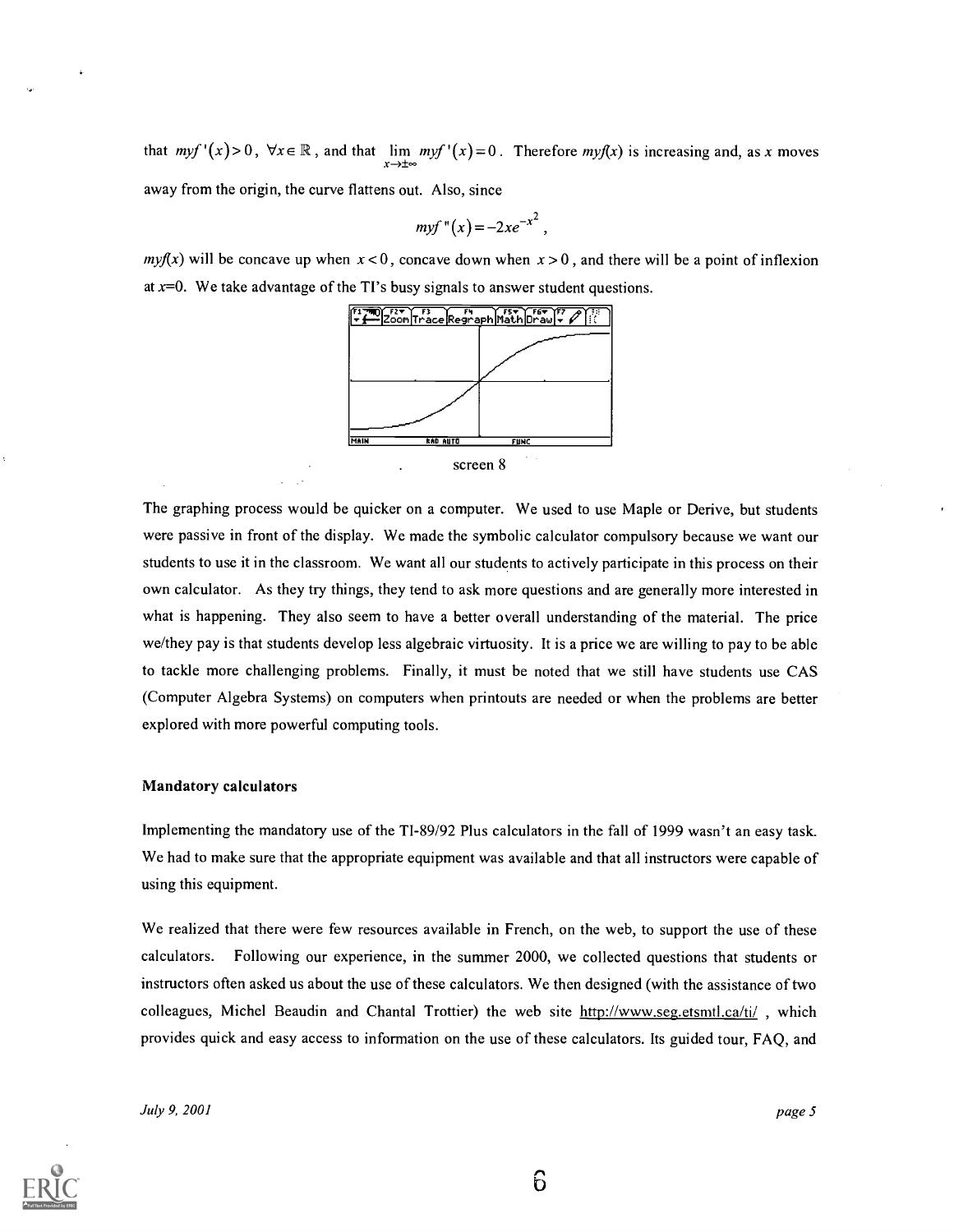that $myf'(x) > 0$, $\forall x \in \mathbb{R}$, and that $\lim_{x \to \pm\infty} myf'(x) = 0$. Therefore *myf*(*x*) is increasing and, as *x* moves away from the origin, the curve flattens out. Also, since

$$myf''(x) = -2xe^{-x^2},$$

*myf*(*x*) will be concave up when $x < 0$, concave down when $x > 0$, and there will be a point of inflexion at $x$=0. We take advantage of the TI's busy signals to answer student questions.

F1 F2 Zoom F3 Trace F4 Regraph F5 Math F6 Draw F7

MAIN RAD AUTO FUNC

screen 8

The graphing process would be quicker on a computer. We used to use Maple or Derive, but students were passive in front of the display. We made the symbolic calculator compulsory because we want our students to use it in the classroom. We want all our students to actively participate in this process on their own calculator. As they try things, they tend to ask more questions and are generally more interested in what is happening. They also seem to have a better overall understanding of the material. The price we/they pay is that students develop less algebraic virtuosity. It is a price we are willing to pay to be able to tackle more challenging problems. Finally, it must be noted that we still have students use CAS (Computer Algebra Systems) on computers when printouts are needed or when the problems are better explored with more powerful computing tools.

### Mandatory calculators

Implementing the mandatory use of the TI-89/92 Plus calculators in the fall of 1999 wasn't an easy task. We had to make sure that the appropriate equipment was available and that all instructors were capable of using this equipment.

We realized that there were few resources available in French, on the web, to support the use of these calculators. Following our experience, in the summer 2000, we collected questions that students or instructors often asked us about the use of these calculators. We then designed (with the assistance of two colleagues, Michel Beaudin and Chantal Trottier) the web site http://www.seg.etsmtl.ca/ti/ , which provides quick and easy access to information on the use of these calculators. Its guided tour, FAQ, and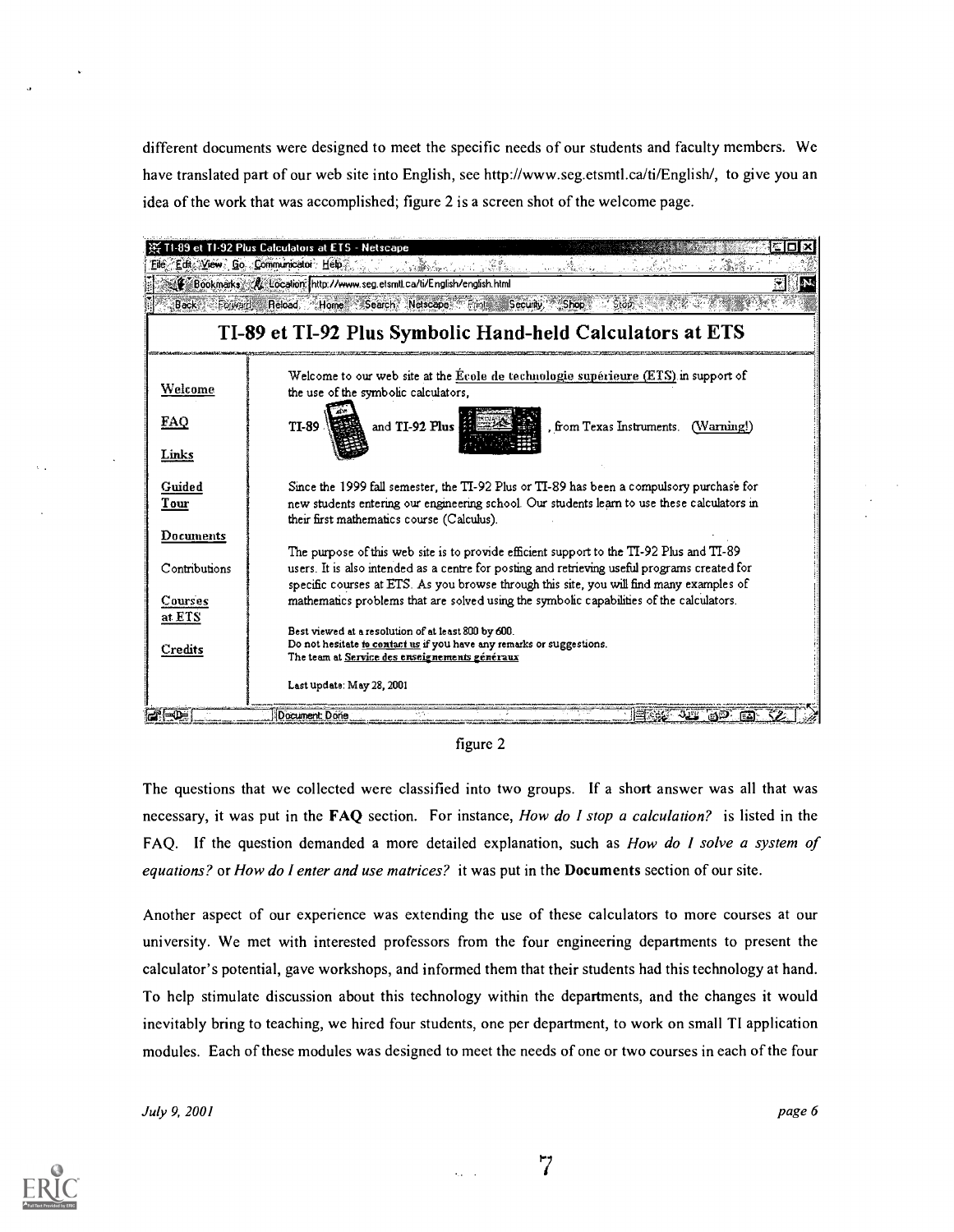different documents were designed to meet the specific needs of our students and faculty members. We have translated part of our web site into English, see http://www.seg.etsmtl.ca/ti/English/, to give you an idea of the work that was accomplished; figure 2 is a screen shot of the welcome page.

figure 2

The questions that we collected were classified into two groups. If a short answer was all that was necessary, it was put in the **FAQ** section. For instance, *How do I stop a calculation?* is listed in the FAQ. If the question demanded a more detailed explanation, such as *How do I solve a system of equations?* or *How do I enter and use matrices?* it was put in the **Documents** section of our site.

Another aspect of our experience was extending the use of these calculators to more courses at our university. We met with interested professors from the four engineering departments to present the calculator's potential, gave workshops, and informed them that their students had this technology at hand. To help stimulate discussion about this technology within the departments, and the changes it would inevitably bring to teaching, we hired four students, one per department, to work on small TI application modules. Each of these modules was designed to meet the needs of one or two courses in each of the four

*July 9, 2001*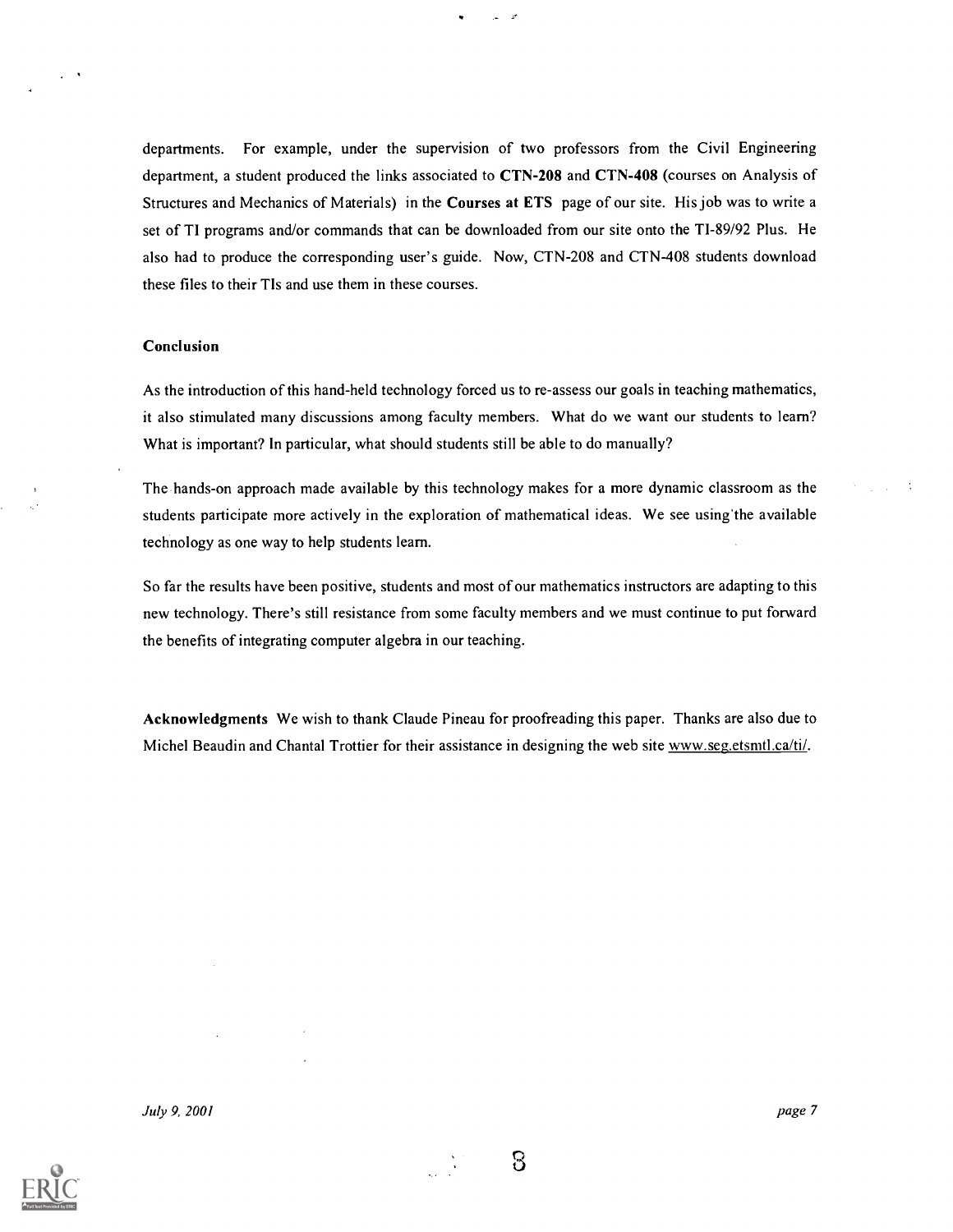departments. For example, under the supervision of two professors from the Civil Engineering department, a student produced the links associated to **CTN-208** and **CTN-408** (courses on Analysis of Structures and Mechanics of Materials) in the **Courses at ETS** page of our site. His job was to write a set of TI programs and/or commands that can be downloaded from our site onto the TI-89/92 Plus. He also had to produce the corresponding user's guide. Now, CTN-208 and CTN-408 students download these files to their TIs and use them in these courses.

### Conclusion

As the introduction of this hand-held technology forced us to re-assess our goals in teaching mathematics, it also stimulated many discussions among faculty members. What do we want our students to learn? What is important? In particular, what should students still be able to do manually?

The hands-on approach made available by this technology makes for a more dynamic classroom as the students participate more actively in the exploration of mathematical ideas. We see using the available technology as one way to help students learn.

So far the results have been positive, students and most of our mathematics instructors are adapting to this new technology. There's still resistance from some faculty members and we must continue to put forward the benefits of integrating computer algebra in our teaching.

**Acknowledgments** We wish to thank Claude Pineau for proofreading this paper. Thanks are also due to Michel Beaudin and Chantal Trottier for their assistance in designing the web site www.seg.etsmtl.ca/ti/.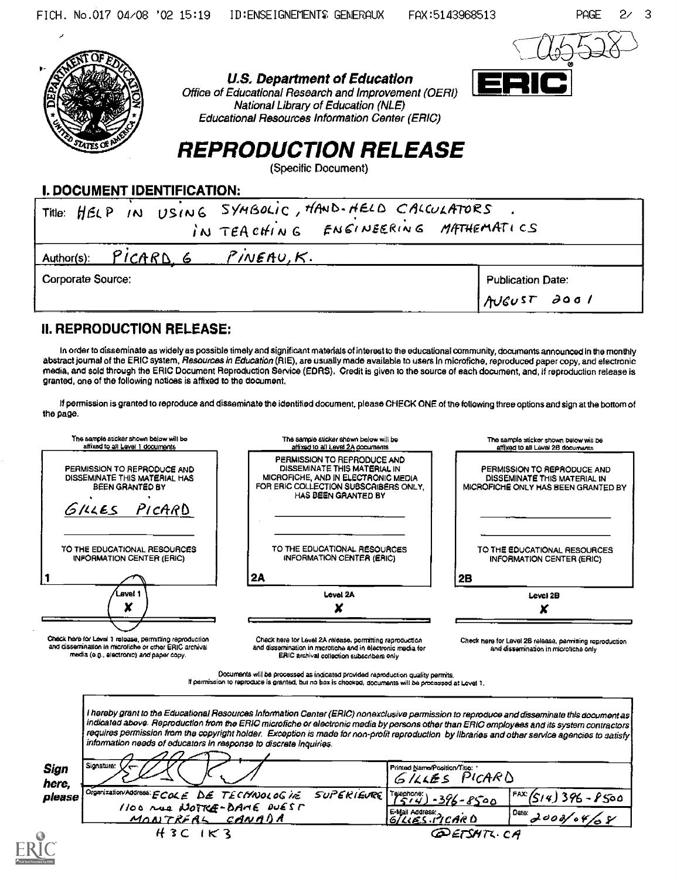FICH. No.017 04/08 '02 15:19 ID:ENSEIGNEMENTS GENERAUX FAX:5143968513 PAGE 2/ 3

U.S. Department of Education
Office of Educational Research and Improvement (OERI)
National Library of Education (NLE)
Educational Resources Information Center (ERIC)

ERIC

# REPRODUCTION RELEASE

(Specific Document)

## I. DOCUMENT IDENTIFICATION:

Title: HELP IN USING SYMBOLIC, HAND-HELD CALCULATORS IN TEACHING ENGINEERING MATHEMATICS

Author(s): PICARD, G PINEAU, K.

Corporate Source:

Publication Date: AUGUST 2001

## II. REPRODUCTION RELEASE:

In order to disseminate as widely as possible timely and significant materials of interest to the educational community, documents announced in the monthly abstract journal of the ERIC system, *Resources in Education* (RIE), are usually made available to users in microfiche, reproduced paper copy, and electronic media, and sold through the ERIC Document Reproduction Service (EDRS). Credit is given to the source of each document, and, if reproduction release is granted, one of the following notices is affixed to the document.

If permission is granted to reproduce and disseminate the identified document, please CHECK ONE of the following three options and sign at the bottom of the page.

| The sample sticker shown below will be affixed to all Level 1 documents | The sample sticker shown below will be affixed to all Level 2A documents | The sample sticker shown below will be affixed to all Level 2B documents |
|---|---|---|
| PERMISSION TO REPRODUCE AND DISSEMINATE THIS MATERIAL HAS BEEN GRANTED BY GILLES PICARD TO THE EDUCATIONAL RESOURCES INFORMATION CENTER (ERIC) | PERMISSION TO REPRODUCE AND DISSEMINATE THIS MATERIAL IN MICROFICHE, AND IN ELECTRONIC MEDIA FOR ERIC COLLECTION SUBSCRIBERS ONLY, HAS BEEN GRANTED BY TO THE EDUCATIONAL RESOURCES INFORMATION CENTER (ERIC) | PERMISSION TO REPRODUCE AND DISSEMINATE THIS MATERIAL IN MICROFICHE ONLY HAS BEEN GRANTED BY TO THE EDUCATIONAL RESOURCES INFORMATION CENTER (ERIC) |
| 1 | 2A | 2B |
| Level 1 | Level 2A | Level 2B |
| X | X | X |
| Check here for Level 1 release, permitting reproduction and dissemination in microfiche or other ERIC archival media (e.g., electronic) and paper copy. | Check here for Level 2A release, permitting reproduction and dissemination in microfiche and in electronic media for ERIC archival collection subscribers only | Check here for Level 2B release, permitting reproduction and dissemination in microfiche only |

Documents will be processed as indicated provided reproduction quality permits.
If permission to reproduce is granted, but no box is checked, documents will be processed at Level 1.

*I hereby grant to the Educational Resources Information Center (ERIC) nonexclusive permission to reproduce and disseminate this document as indicated above. Reproduction from the ERIC microfiche or electronic media by persons other than ERIC employees and its system contractors requires permission from the copyright holder. Exception is made for non-profit reproduction by libraries and other service agencies to satisfy information needs of educators in response to discrete inquiries.*

**Sign here, please**

Signature:

Printed Name/Position/Title: GILLES PICARD

Organization/Address: ECOLE DE TECHNOLOGIE SUPERIEURE 1100 rue NOTRE-DAME OUEST MONTREAL CANADA H3C 1K3

Telephone: (514)-396-8500

FAX: (514) 396-8500

E-Mail Address: GILLES.PICARD@ETSMTL.CA

Date: 2002/04/08